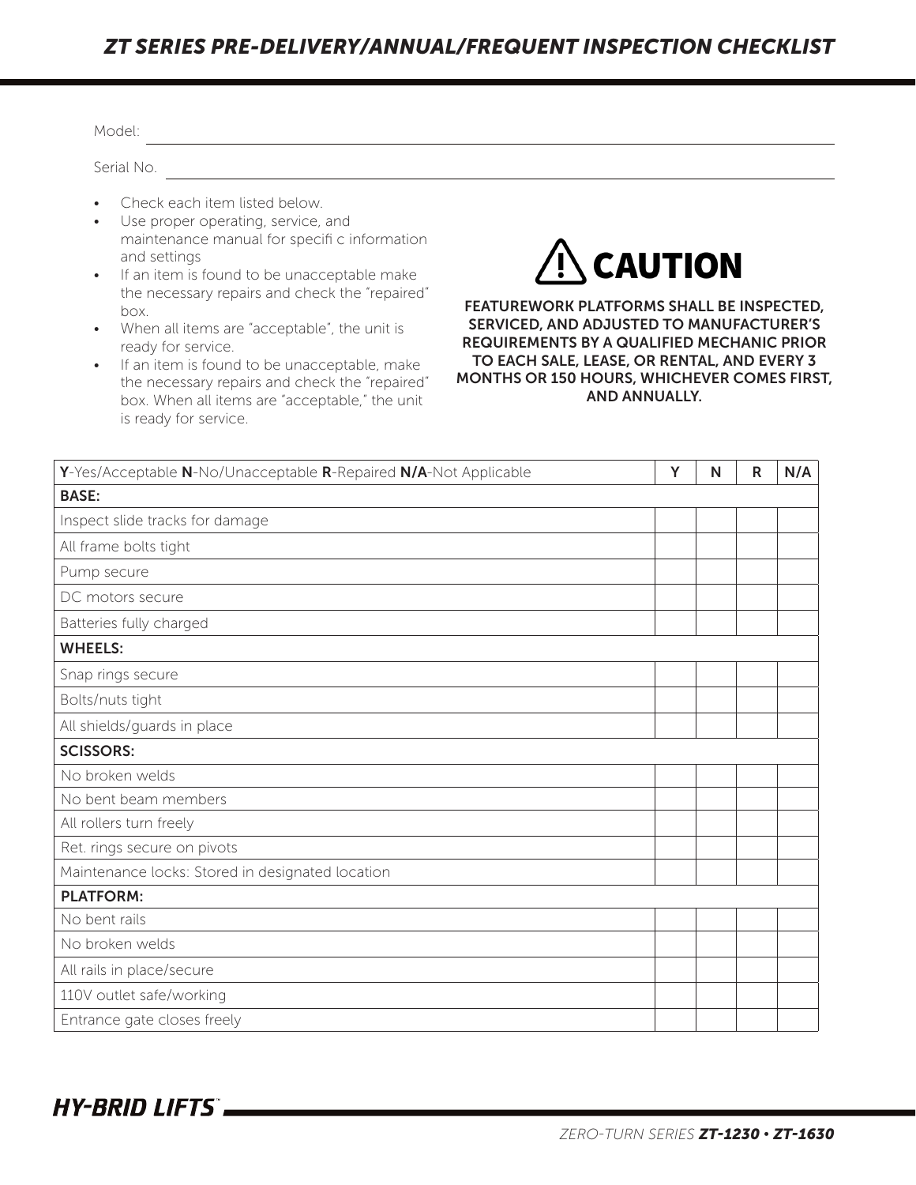# ZT SERIES PRE-DELIVERY/ANNUAL/FREQUENT INSPECTION CHECKLIST

Model: ______________________________

Serial No. ______________________________

- Check each item listed below.
- Use proper operating, service, and maintenance manual for specifi c information and settings
- If an item is found to be unacceptable make the necessary repairs and check the "repaired" box.
- When all items are "acceptable", the unit is ready for service.
- If an item is found to be unacceptable, make the necessary repairs and check the "repaired" box. When all items are "acceptable," the unit is ready for service.

**⚠ CAUTION**

**FEATUREWORK PLATFORMS SHALL BE INSPECTED, SERVICED, AND ADJUSTED TO MANUFACTURER'S REQUIREMENTS BY A QUALIFIED MECHANIC PRIOR TO EACH SALE, LEASE, OR RENTAL, AND EVERY 3 MONTHS OR 150 HOURS, WHICHEVER COMES FIRST, AND ANNUALLY.**

| **Y**-Yes/Acceptable **N**-No/Unacceptable **R**-Repaired **N/A**-Not Applicable | Y | N | R | N/A |
|---|---|---|---|---|
| **BASE:** | | | | |
| Inspect slide tracks for damage | | | | |
| All frame bolts tight | | | | |
| Pump secure | | | | |
| DC motors secure | | | | |
| Batteries fully charged | | | | |
| **WHEELS:** | | | | |
| Snap rings secure | | | | |
| Bolts/nuts tight | | | | |
| All shields/guards in place | | | | |
| **SCISSORS:** | | | | |
| No broken welds | | | | |
| No bent beam members | | | | |
| All rollers turn freely | | | | |
| Ret. rings secure on pivots | | | | |
| Maintenance locks: Stored in designated location | | | | |
| **PLATFORM:** | | | | |
| No bent rails | | | | |
| No broken welds | | | | |
| All rails in place/secure | | | | |
| 110V outlet safe/working | | | | |
| Entrance gate closes freely | | | | |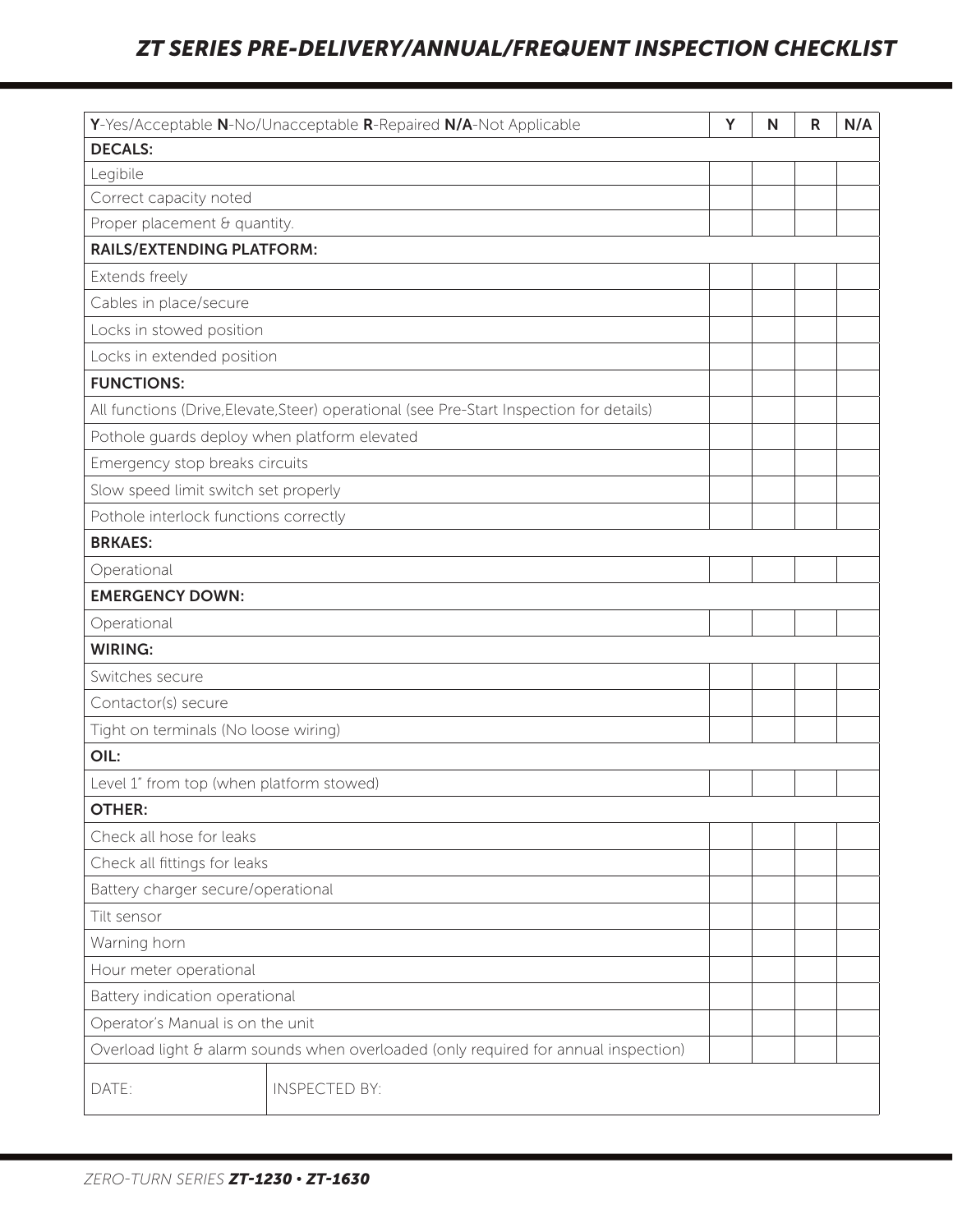# *ZT SERIES PRE-DELIVERY/ANNUAL/FREQUENT INSPECTION CHECKLIST*

| **Y**-Yes/Acceptable **N**-No/Unacceptable **R**-Repaired **N/A**-Not Applicable | Y | N | R | N/A |
|---|---|---|---|---|
| **DECALS:** | | | | |
| Legibile | | | | |
| Correct capacity noted | | | | |
| Proper placement & quantity. | | | | |
| **RAILS/EXTENDING PLATFORM:** | | | | |
| Extends freely | | | | |
| Cables in place/secure | | | | |
| Locks in stowed position | | | | |
| Locks in extended position | | | | |
| **FUNCTIONS:** | | | | |
| All functions (Drive,Elevate,Steer) operational (see Pre-Start Inspection for details) | | | | |
| Pothole guards deploy when platform elevated | | | | |
| Emergency stop breaks circuits | | | | |
| Slow speed limit switch set properly | | | | |
| Pothole interlock functions correctly | | | | |
| **BRKAES:** | | | | |
| Operational | | | | |
| **EMERGENCY DOWN:** | | | | |
| Operational | | | | |
| **WIRING:** | | | | |
| Switches secure | | | | |
| Contactor(s) secure | | | | |
| Tight on terminals (No loose wiring) | | | | |
| **OIL:** | | | | |
| Level 1" from top (when platform stowed) | | | | |
| **OTHER:** | | | | |
| Check all hose for leaks | | | | |
| Check all fittings for leaks | | | | |
| Battery charger secure/operational | | | | |
| Tilt sensor | | | | |
| Warning horn | | | | |
| Hour meter operational | | | | |
| Battery indication operational | | | | |
| Operator's Manual is on the unit | | | | |
| Overload light & alarm sounds when overloaded (only required for annual inspection) | | | | |

| | |
|---|---|
| DATE: | INSPECTED BY: |